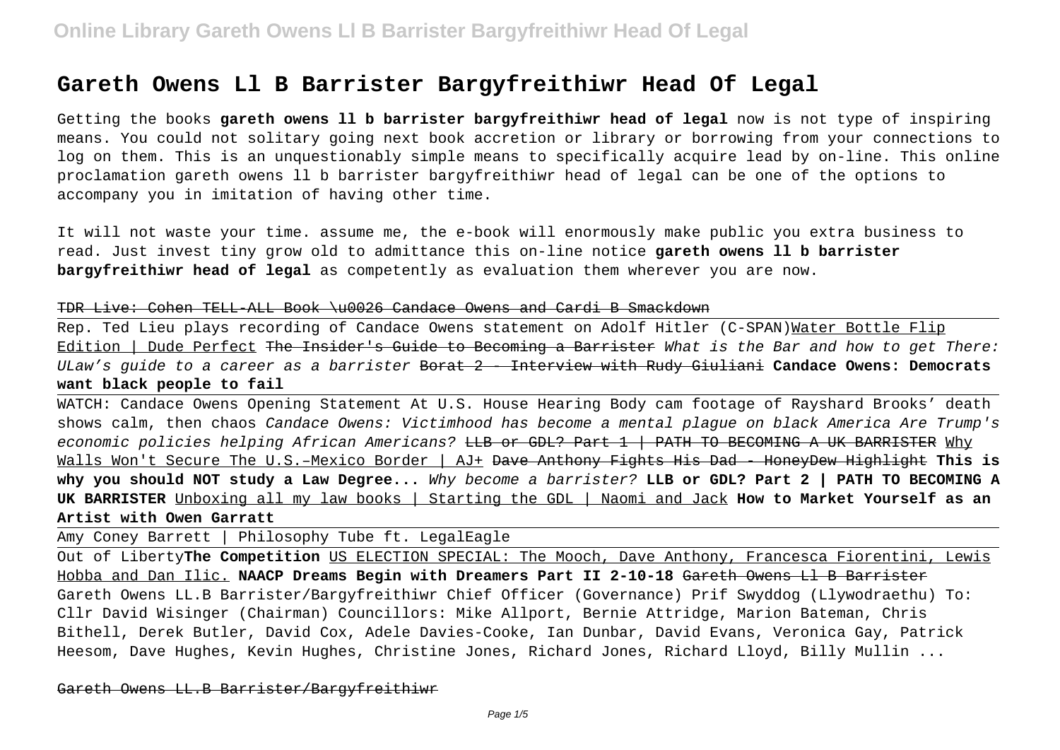# Gareth Owens Ll B Barrister Bargyfreithiwr Head Of Legal

Getting the books **gareth owens ll b barrister bargyfreithiwr head of legal** now is not type of inspiring means. You could not solitary going next book accretion or library or borrowing from your connections to log on them. This is an unquestionably simple means to specifically acquire lead by on-line. This online proclamation gareth owens ll b barrister bargyfreithiwr head of legal can be one of the options to accompany you in imitation of having other time.

It will not waste your time. assume me, the e-book will enormously make public you extra business to read. Just invest tiny grow old to admittance this on-line notice **gareth owens ll b barrister bargyfreithiwr head of legal** as competently as evaluation them wherever you are now.

~~TDR Live: Cohen TELL-ALL Book \u0026 Candace Owens and Cardi B Smackdown~~

Rep. Ted Lieu plays recording of Candace Owens statement on Adolf Hitler (C-SPAN)Water Bottle Flip Edition | Dude Perfect ~~The Insider's Guide to Becoming a Barrister~~ *What is the Bar and how to get There: ULaw's guide to a career as a barrister* ~~Borat 2 - Interview with Rudy Giuliani~~ **Candace Owens: Democrats want black people to fail**

WATCH: Candace Owens Opening Statement At U.S. House Hearing Body cam footage of Rayshard Brooks' death shows calm, then chaos *Candace Owens: Victimhood has become a mental plague on black America Are Trump's economic policies helping African Americans?* ~~LLB or GDL? Part 1 | PATH TO BECOMING A UK BARRISTER~~ Why Walls Won't Secure The U.S.–Mexico Border | AJ+ ~~Dave Anthony Fights His Dad - HoneyDew Highlight~~ **This is why you should NOT study a Law Degree...** *Why become a barrister?* **LLB or GDL? Part 2 | PATH TO BECOMING A UK BARRISTER** Unboxing all my law books | Starting the GDL | Naomi and Jack **How to Market Yourself as an Artist with Owen Garratt**

Amy Coney Barrett | Philosophy Tube ft. LegalEagle

Out of Liberty**The Competition** US ELECTION SPECIAL: The Mooch, Dave Anthony, Francesca Fiorentini, Lewis Hobba and Dan Ilic. **NAACP Dreams Begin with Dreamers Part II 2-10-18** ~~Gareth Owens Ll B Barrister~~
Gareth Owens LL.B Barrister/Bargyfreithiwr Chief Officer (Governance) Prif Swyddog (Llywodraethu) To: Cllr David Wisinger (Chairman) Councillors: Mike Allport, Bernie Attridge, Marion Bateman, Chris Bithell, Derek Butler, David Cox, Adele Davies-Cooke, Ian Dunbar, David Evans, Veronica Gay, Patrick Heesom, Dave Hughes, Kevin Hughes, Christine Jones, Richard Jones, Richard Lloyd, Billy Mullin ...

~~Gareth Owens LL.B Barrister/Bargyfreithiwr~~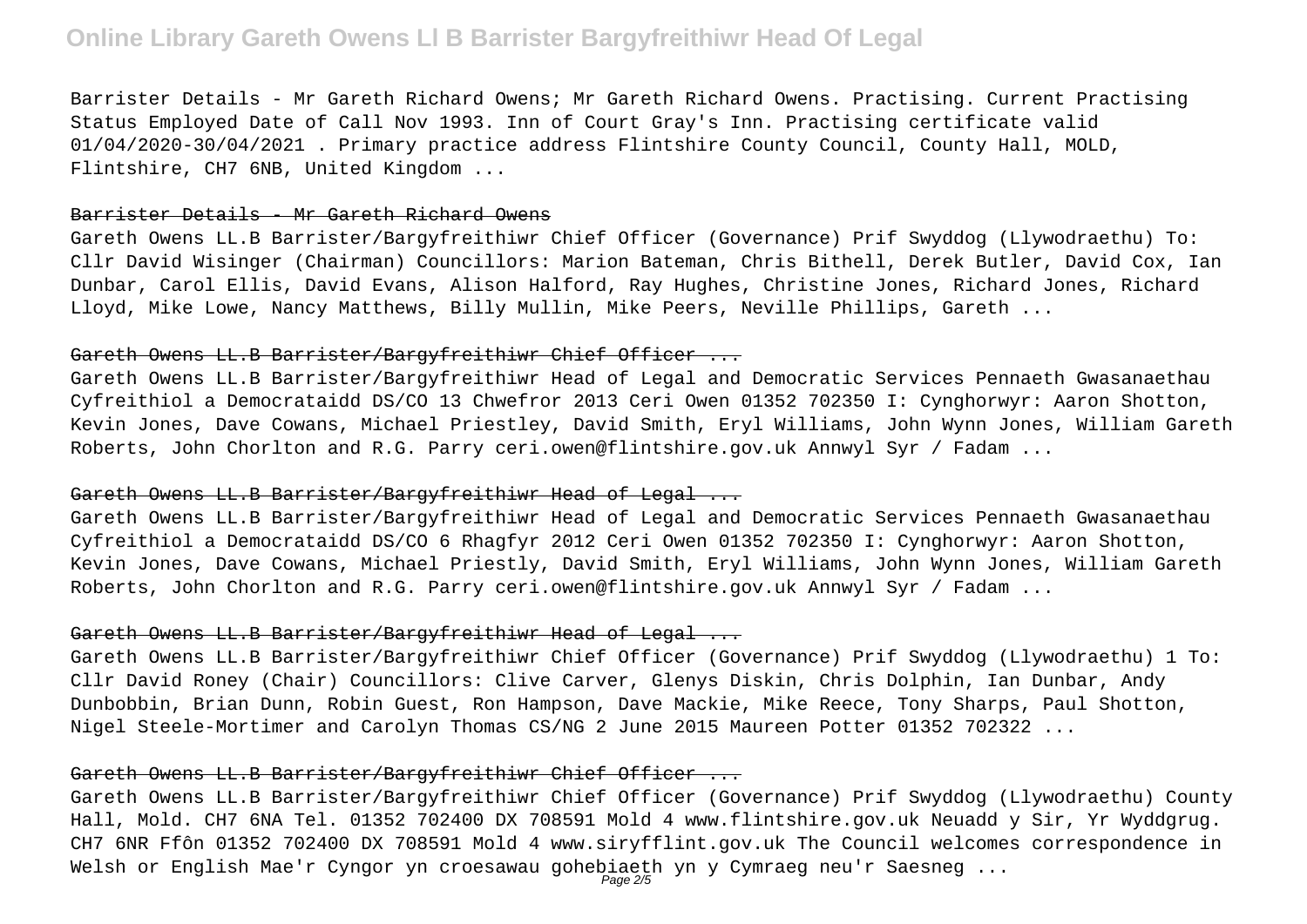Barrister Details - Mr Gareth Richard Owens; Mr Gareth Richard Owens. Practising. Current Practising Status Employed Date of Call Nov 1993. Inn of Court Gray's Inn. Practising certificate valid 01/04/2020-30/04/2021 . Primary practice address Flintshire County Council, County Hall, MOLD, Flintshire, CH7 6NB, United Kingdom ...

## Barrister Details - Mr Gareth Richard Owens

Gareth Owens LL.B Barrister/Bargyfreithiwr Chief Officer (Governance) Prif Swyddog (Llywodraethu) To: Cllr David Wisinger (Chairman) Councillors: Marion Bateman, Chris Bithell, Derek Butler, David Cox, Ian Dunbar, Carol Ellis, David Evans, Alison Halford, Ray Hughes, Christine Jones, Richard Jones, Richard Lloyd, Mike Lowe, Nancy Matthews, Billy Mullin, Mike Peers, Neville Phillips, Gareth ...

## Gareth Owens LL.B Barrister/Bargyfreithiwr Chief Officer ...

Gareth Owens LL.B Barrister/Bargyfreithiwr Head of Legal and Democratic Services Pennaeth Gwasanaethau Cyfreithiol a Democrataidd DS/CO 13 Chwefror 2013 Ceri Owen 01352 702350 I: Cynghorwyr: Aaron Shotton, Kevin Jones, Dave Cowans, Michael Priestley, David Smith, Eryl Williams, John Wynn Jones, William Gareth Roberts, John Chorlton and R.G. Parry ceri.owen@flintshire.gov.uk Annwyl Syr / Fadam ...

## Gareth Owens LL.B Barrister/Bargyfreithiwr Head of Legal ...

Gareth Owens LL.B Barrister/Bargyfreithiwr Head of Legal and Democratic Services Pennaeth Gwasanaethau Cyfreithiol a Democrataidd DS/CO 6 Rhagfyr 2012 Ceri Owen 01352 702350 I: Cynghorwyr: Aaron Shotton, Kevin Jones, Dave Cowans, Michael Priestly, David Smith, Eryl Williams, John Wynn Jones, William Gareth Roberts, John Chorlton and R.G. Parry ceri.owen@flintshire.gov.uk Annwyl Syr / Fadam ...

## Gareth Owens LL.B Barrister/Bargyfreithiwr Head of Legal ...

Gareth Owens LL.B Barrister/Bargyfreithiwr Chief Officer (Governance) Prif Swyddog (Llywodraethu) 1 To: Cllr David Roney (Chair) Councillors: Clive Carver, Glenys Diskin, Chris Dolphin, Ian Dunbar, Andy Dunbobbin, Brian Dunn, Robin Guest, Ron Hampson, Dave Mackie, Mike Reece, Tony Sharps, Paul Shotton, Nigel Steele-Mortimer and Carolyn Thomas CS/NG 2 June 2015 Maureen Potter 01352 702322 ...

## Gareth Owens LL.B Barrister/Bargyfreithiwr Chief Officer ...

Gareth Owens LL.B Barrister/Bargyfreithiwr Chief Officer (Governance) Prif Swyddog (Llywodraethu) County Hall, Mold. CH7 6NA Tel. 01352 702400 DX 708591 Mold 4 www.flintshire.gov.uk Neuadd y Sir, Yr Wyddgrug. CH7 6NR Ffôn 01352 702400 DX 708591 Mold 4 www.siryfflint.gov.uk The Council welcomes correspondence in Welsh or English Mae'r Cyngor yn croesawau gohebiaeth yn y Cymraeg neu'r Saesneg ...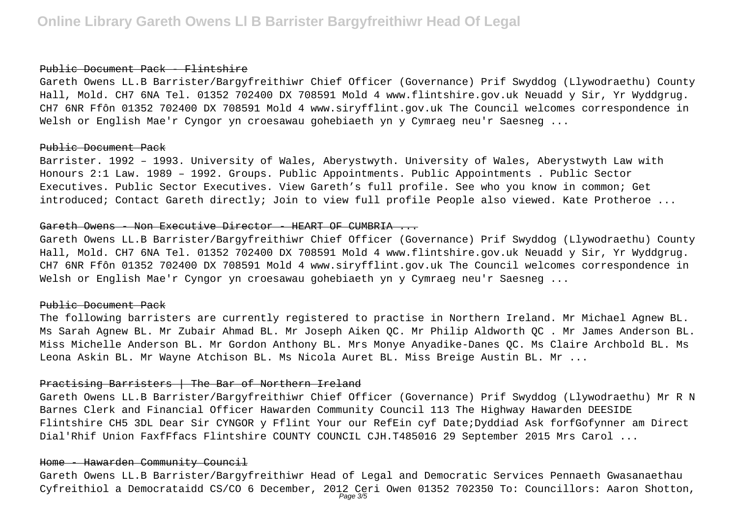#### Public Document Pack - Flintshire

Gareth Owens LL.B Barrister/Bargyfreithiwr Chief Officer (Governance) Prif Swyddog (Llywodraethu) County Hall, Mold. CH7 6NA Tel. 01352 702400 DX 708591 Mold 4 www.flintshire.gov.uk Neuadd y Sir, Yr Wyddgrug. CH7 6NR Ffôn 01352 702400 DX 708591 Mold 4 www.siryfflint.gov.uk The Council welcomes correspondence in Welsh or English Mae'r Cyngor yn croesawau gohebiaeth yn y Cymraeg neu'r Saesneg ...

#### Public Document Pack

Barrister. 1992 – 1993. University of Wales, Aberystwyth. University of Wales, Aberystwyth Law with Honours 2:1 Law. 1989 – 1992. Groups. Public Appointments. Public Appointments . Public Sector Executives. Public Sector Executives. View Gareth's full profile. See who you know in common; Get introduced; Contact Gareth directly; Join to view full profile People also viewed. Kate Protheroe ...

#### Gareth Owens - Non Executive Director - HEART OF CUMBRIA ...

Gareth Owens LL.B Barrister/Bargyfreithiwr Chief Officer (Governance) Prif Swyddog (Llywodraethu) County Hall, Mold. CH7 6NA Tel. 01352 702400 DX 708591 Mold 4 www.flintshire.gov.uk Neuadd y Sir, Yr Wyddgrug. CH7 6NR Ffôn 01352 702400 DX 708591 Mold 4 www.siryfflint.gov.uk The Council welcomes correspondence in Welsh or English Mae'r Cyngor yn croesawau gohebiaeth yn y Cymraeg neu'r Saesneg ...

#### Public Document Pack

The following barristers are currently registered to practise in Northern Ireland. Mr Michael Agnew BL. Ms Sarah Agnew BL. Mr Zubair Ahmad BL. Mr Joseph Aiken QC. Mr Philip Aldworth QC . Mr James Anderson BL. Miss Michelle Anderson BL. Mr Gordon Anthony BL. Mrs Monye Anyadike-Danes QC. Ms Claire Archbold BL. Ms Leona Askin BL. Mr Wayne Atchison BL. Ms Nicola Auret BL. Miss Breige Austin BL. Mr ...

#### Practising Barristers | The Bar of Northern Ireland

Gareth Owens LL.B Barrister/Bargyfreithiwr Chief Officer (Governance) Prif Swyddog (Llywodraethu) Mr R N Barnes Clerk and Financial Officer Hawarden Community Council 113 The Highway Hawarden DEESIDE Flintshire CH5 3DL Dear Sir CYNGOR y Fflint Your our RefEin cyf Date;Dyddiad Ask forfGofynner am Direct Dial'Rhif Union FaxfFfacs Flintshire COUNTY COUNCIL CJH.T485016 29 September 2015 Mrs Carol ...

#### Home - Hawarden Community Council

Gareth Owens LL.B Barrister/Bargyfreithiwr Head of Legal and Democratic Services Pennaeth Gwasanaethau Cyfreithiol a Democrataidd CS/CO 6 December, 2012 Ceri Owen 01352 702350 To: Councillors: Aaron Shotton,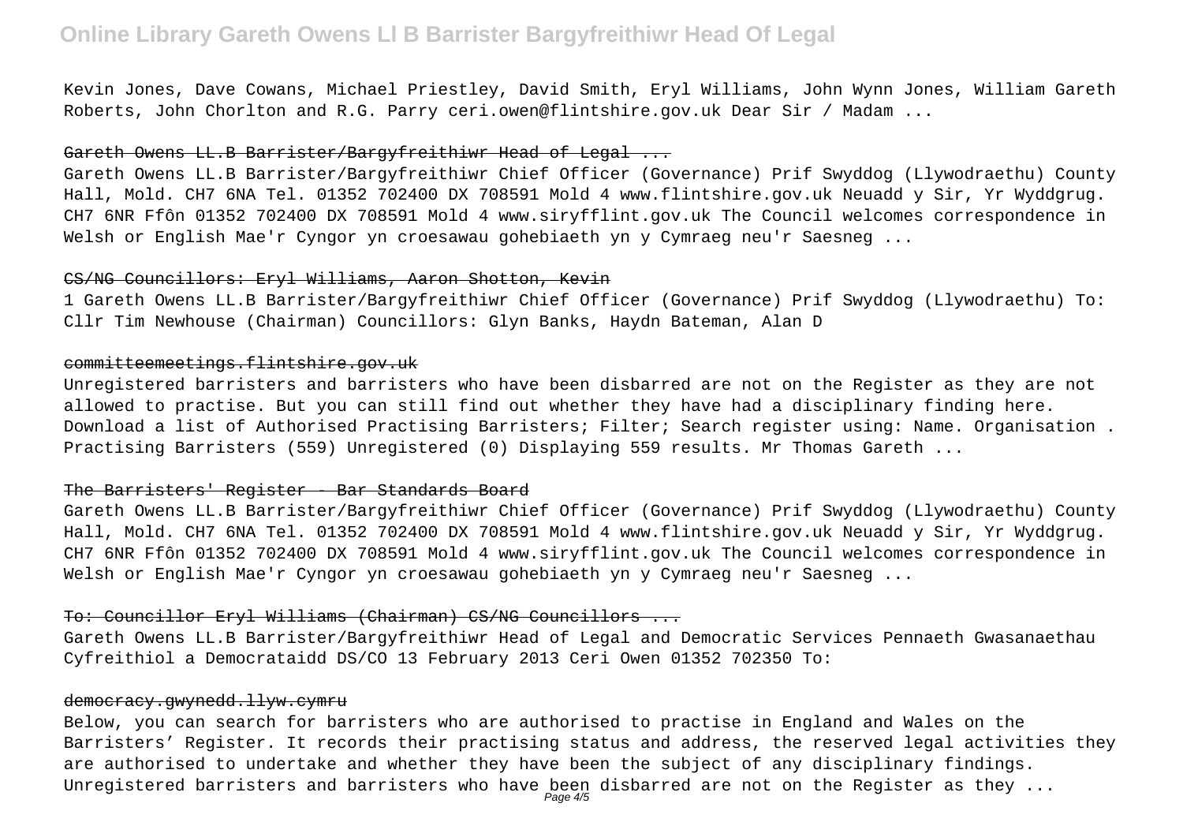Kevin Jones, Dave Cowans, Michael Priestley, David Smith, Eryl Williams, John Wynn Jones, William Gareth Roberts, John Chorlton and R.G. Parry ceri.owen@flintshire.gov.uk Dear Sir / Madam ...

### Gareth Owens LL.B Barrister/Bargyfreithiwr Head of Legal ...

Gareth Owens LL.B Barrister/Bargyfreithiwr Chief Officer (Governance) Prif Swyddog (Llywodraethu) County Hall, Mold. CH7 6NA Tel. 01352 702400 DX 708591 Mold 4 www.flintshire.gov.uk Neuadd y Sir, Yr Wyddgrug. CH7 6NR Ffôn 01352 702400 DX 708591 Mold 4 www.siryfflint.gov.uk The Council welcomes correspondence in Welsh or English Mae'r Cyngor yn croesawau gohebiaeth yn y Cymraeg neu'r Saesneg ...

### CS/NG Councillors: Eryl Williams, Aaron Shotton, Kevin

1 Gareth Owens LL.B Barrister/Bargyfreithiwr Chief Officer (Governance) Prif Swyddog (Llywodraethu) To: Cllr Tim Newhouse (Chairman) Councillors: Glyn Banks, Haydn Bateman, Alan D

### committeemeetings.flintshire.gov.uk

Unregistered barristers and barristers who have been disbarred are not on the Register as they are not allowed to practise. But you can still find out whether they have had a disciplinary finding here. Download a list of Authorised Practising Barristers; Filter; Search register using: Name. Organisation . Practising Barristers (559) Unregistered (0) Displaying 559 results. Mr Thomas Gareth ...

### The Barristers' Register - Bar Standards Board

Gareth Owens LL.B Barrister/Bargyfreithiwr Chief Officer (Governance) Prif Swyddog (Llywodraethu) County Hall, Mold. CH7 6NA Tel. 01352 702400 DX 708591 Mold 4 www.flintshire.gov.uk Neuadd y Sir, Yr Wyddgrug. CH7 6NR Ffôn 01352 702400 DX 708591 Mold 4 www.siryfflint.gov.uk The Council welcomes correspondence in Welsh or English Mae'r Cyngor yn croesawau gohebiaeth yn y Cymraeg neu'r Saesneg ...

### To: Councillor Eryl Williams (Chairman) CS/NG Councillors ...

Gareth Owens LL.B Barrister/Bargyfreithiwr Head of Legal and Democratic Services Pennaeth Gwasanaethau Cyfreithiol a Democrataidd DS/CO 13 February 2013 Ceri Owen 01352 702350 To:

### democracy.gwynedd.llyw.cymru

Below, you can search for barristers who are authorised to practise in England and Wales on the Barristers' Register. It records their practising status and address, the reserved legal activities they are authorised to undertake and whether they have been the subject of any disciplinary findings. Unregistered barristers and barristers who have been disbarred are not on the Register as they ...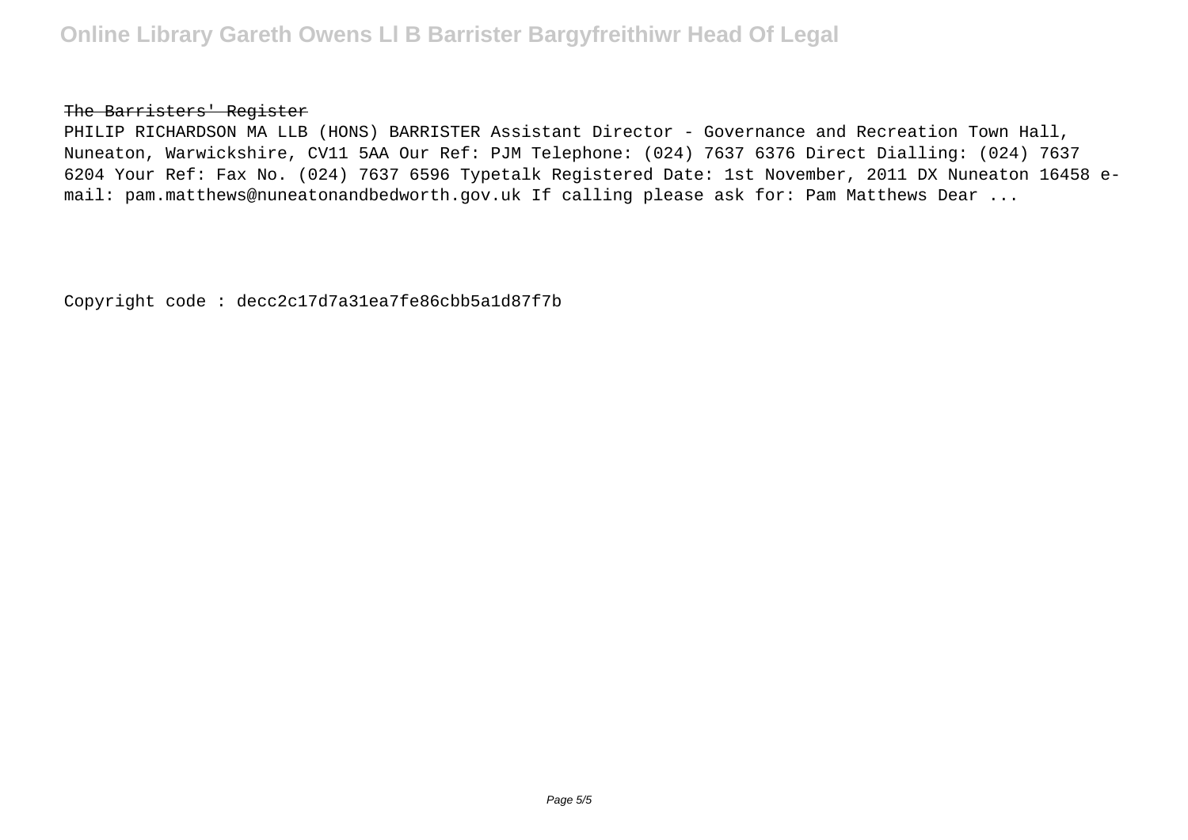The Barristers' Register

PHILIP RICHARDSON MA LLB (HONS) BARRISTER Assistant Director - Governance and Recreation Town Hall, Nuneaton, Warwickshire, CV11 5AA Our Ref: PJM Telephone: (024) 7637 6376 Direct Dialling: (024) 7637 6204 Your Ref: Fax No. (024) 7637 6596 Typetalk Registered Date: 1st November, 2011 DX Nuneaton 16458 e-mail: pam.matthews@nuneatonandbedworth.gov.uk If calling please ask for: Pam Matthews Dear ...

Copyright code : decc2c17d7a31ea7fe86cbb5a1d87f7b